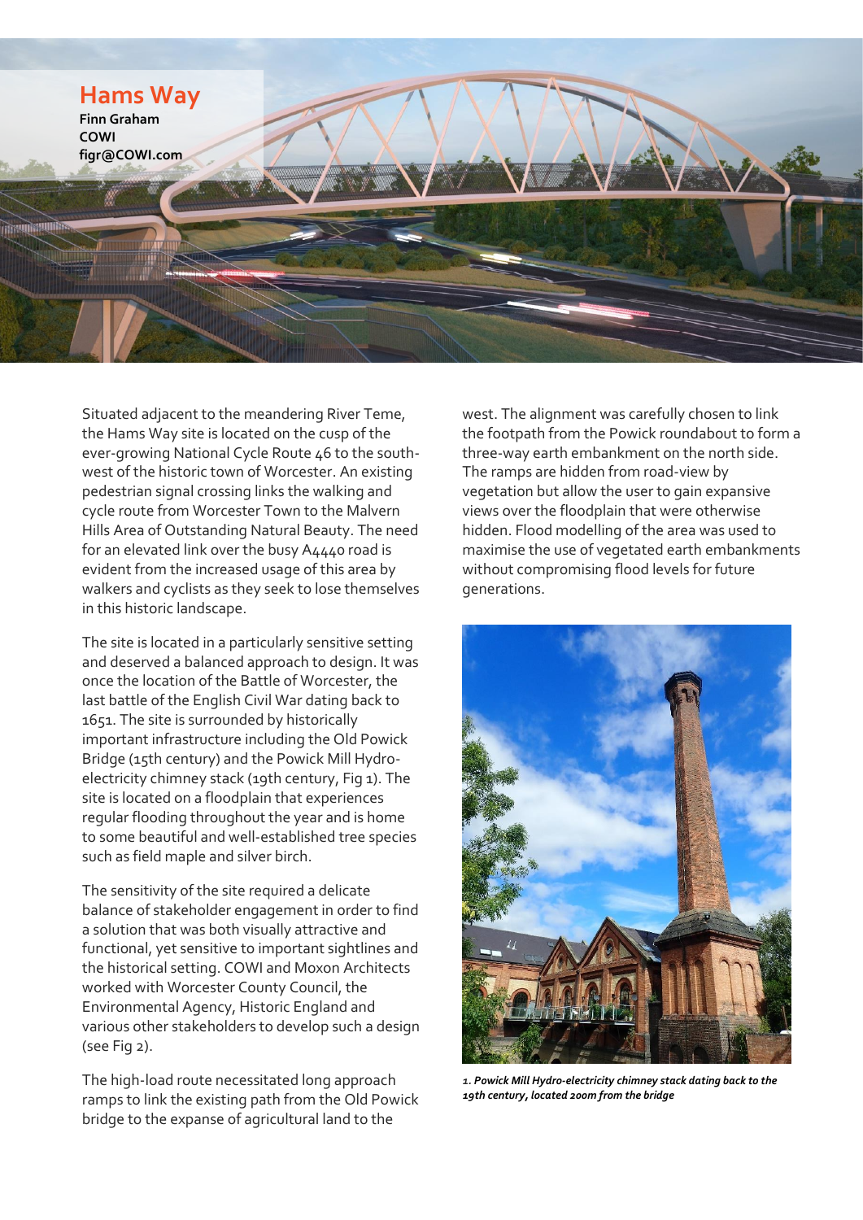# Hams Way

**Finn Graham**
**COWI**
**figr@COWI.com**

Situated adjacent to the meandering River Teme, the Hams Way site is located on the cusp of the ever-growing National Cycle Route 46 to the south-west of the historic town of Worcester. An existing pedestrian signal crossing links the walking and cycle route from Worcester Town to the Malvern Hills Area of Outstanding Natural Beauty. The need for an elevated link over the busy A4440 road is evident from the increased usage of this area by walkers and cyclists as they seek to lose themselves in this historic landscape.

The site is located in a particularly sensitive setting and deserved a balanced approach to design. It was once the location of the Battle of Worcester, the last battle of the English Civil War dating back to 1651. The site is surrounded by historically important infrastructure including the Old Powick Bridge (15th century) and the Powick Mill Hydro-electricity chimney stack (19th century, Fig 1). The site is located on a floodplain that experiences regular flooding throughout the year and is home to some beautiful and well-established tree species such as field maple and silver birch.

The sensitivity of the site required a delicate balance of stakeholder engagement in order to find a solution that was both visually attractive and functional, yet sensitive to important sightlines and the historical setting. COWI and Moxon Architects worked with Worcester County Council, the Environmental Agency, Historic England and various other stakeholders to develop such a design (see Fig 2).

The high-load route necessitated long approach ramps to link the existing path from the Old Powick bridge to the expanse of agricultural land to the west. The alignment was carefully chosen to link the footpath from the Powick roundabout to form a three-way earth embankment on the north side. The ramps are hidden from road-view by vegetation but allow the user to gain expansive views over the floodplain that were otherwise hidden. Flood modelling of the area was used to maximise the use of vegetated earth embankments without compromising flood levels for future generations.

*1. Powick Mill Hydro-electricity chimney stack dating back to the 19th century, located 200m from the bridge*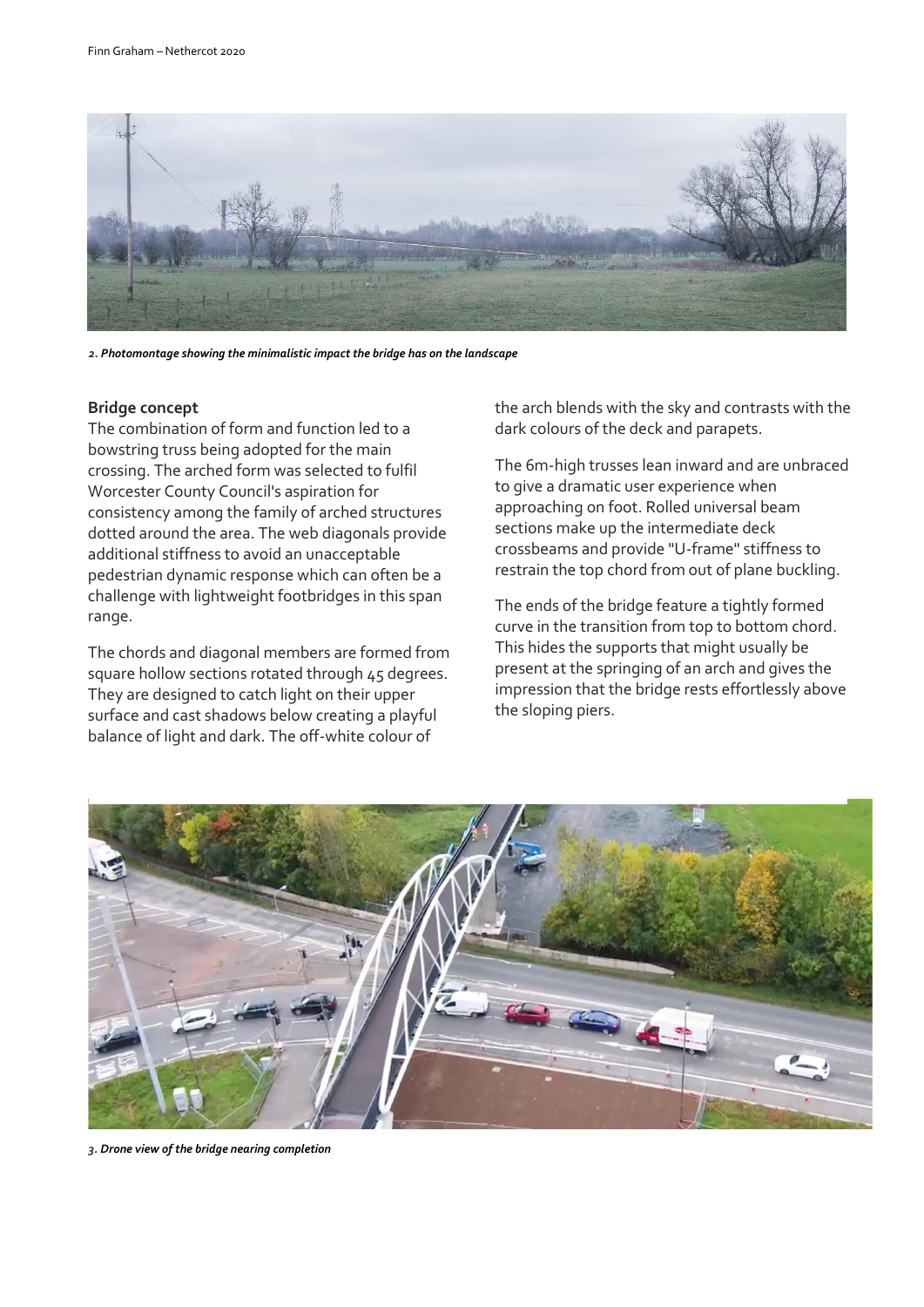*2. Photomontage showing the minimalistic impact the bridge has on the landscape*

**Bridge concept**

The combination of form and function led to a bowstring truss being adopted for the main crossing. The arched form was selected to fulfil Worcester County Council's aspiration for consistency among the family of arched structures dotted around the area. The web diagonals provide additional stiffness to avoid an unacceptable pedestrian dynamic response which can often be a challenge with lightweight footbridges in this span range.

The chords and diagonal members are formed from square hollow sections rotated through 45 degrees. They are designed to catch light on their upper surface and cast shadows below creating a playful balance of light and dark. The off-white colour of the arch blends with the sky and contrasts with the dark colours of the deck and parapets.

The 6m-high trusses lean inward and are unbraced to give a dramatic user experience when approaching on foot. Rolled universal beam sections make up the intermediate deck crossbeams and provide "U-frame" stiffness to restrain the top chord from out of plane buckling.

The ends of the bridge feature a tightly formed curve in the transition from top to bottom chord. This hides the supports that might usually be present at the springing of an arch and gives the impression that the bridge rests effortlessly above the sloping piers.

*3. Drone view of the bridge nearing completion*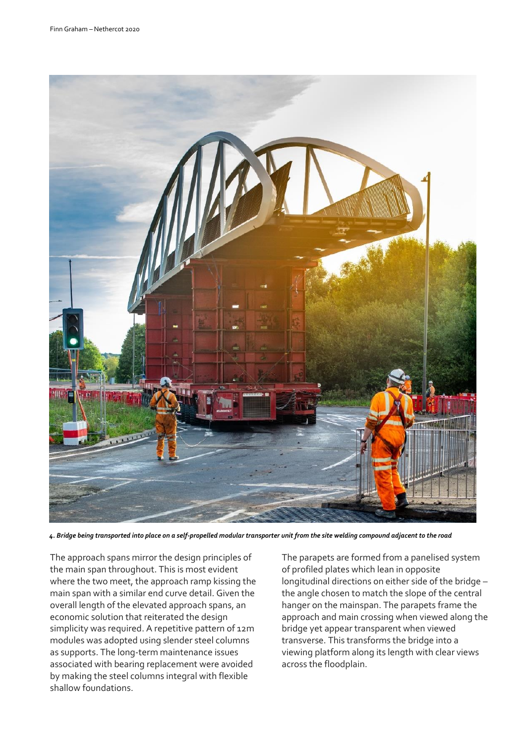*4. Bridge being transported into place on a self-propelled modular transporter unit from the site welding compound adjacent to the road*

The approach spans mirror the design principles of the main span throughout. This is most evident where the two meet, the approach ramp kissing the main span with a similar end curve detail. Given the overall length of the elevated approach spans, an economic solution that reiterated the design simplicity was required. A repetitive pattern of 12m modules was adopted using slender steel columns as supports. The long-term maintenance issues associated with bearing replacement were avoided by making the steel columns integral with flexible shallow foundations.

The parapets are formed from a panelised system of profiled plates which lean in opposite longitudinal directions on either side of the bridge – the angle chosen to match the slope of the central hanger on the mainspan. The parapets frame the approach and main crossing when viewed along the bridge yet appear transparent when viewed transverse. This transforms the bridge into a viewing platform along its length with clear views across the floodplain.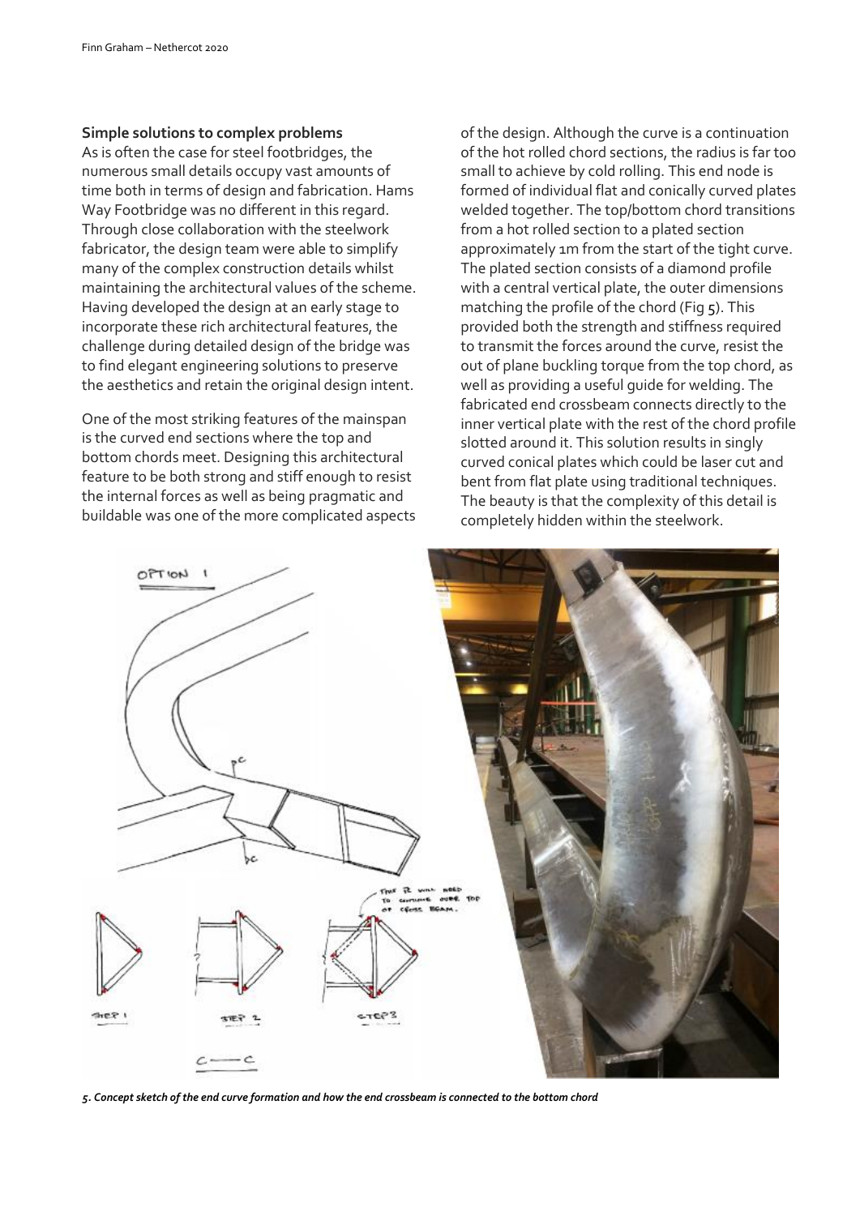## Simple solutions to complex problems

As is often the case for steel footbridges, the numerous small details occupy vast amounts of time both in terms of design and fabrication. Hams Way Footbridge was no different in this regard. Through close collaboration with the steelwork fabricator, the design team were able to simplify many of the complex construction details whilst maintaining the architectural values of the scheme. Having developed the design at an early stage to incorporate these rich architectural features, the challenge during detailed design of the bridge was to find elegant engineering solutions to preserve the aesthetics and retain the original design intent.

One of the most striking features of the mainspan is the curved end sections where the top and bottom chords meet. Designing this architectural feature to be both strong and stiff enough to resist the internal forces as well as being pragmatic and buildable was one of the more complicated aspects of the design. Although the curve is a continuation of the hot rolled chord sections, the radius is far too small to achieve by cold rolling. This end node is formed of individual flat and conically curved plates welded together. The top/bottom chord transitions from a hot rolled section to a plated section approximately 1m from the start of the tight curve. The plated section consists of a diamond profile with a central vertical plate, the outer dimensions matching the profile of the chord (Fig 5). This provided both the strength and stiffness required to transmit the forces around the curve, resist the out of plane buckling torque from the top chord, as well as providing a useful guide for welding. The fabricated end crossbeam connects directly to the inner vertical plate with the rest of the chord profile slotted around it. This solution results in singly curved conical plates which could be laser cut and bent from flat plate using traditional techniques. The beauty is that the complexity of this detail is completely hidden within the steelwork.

*5. Concept sketch of the end curve formation and how the end crossbeam is connected to the bottom chord*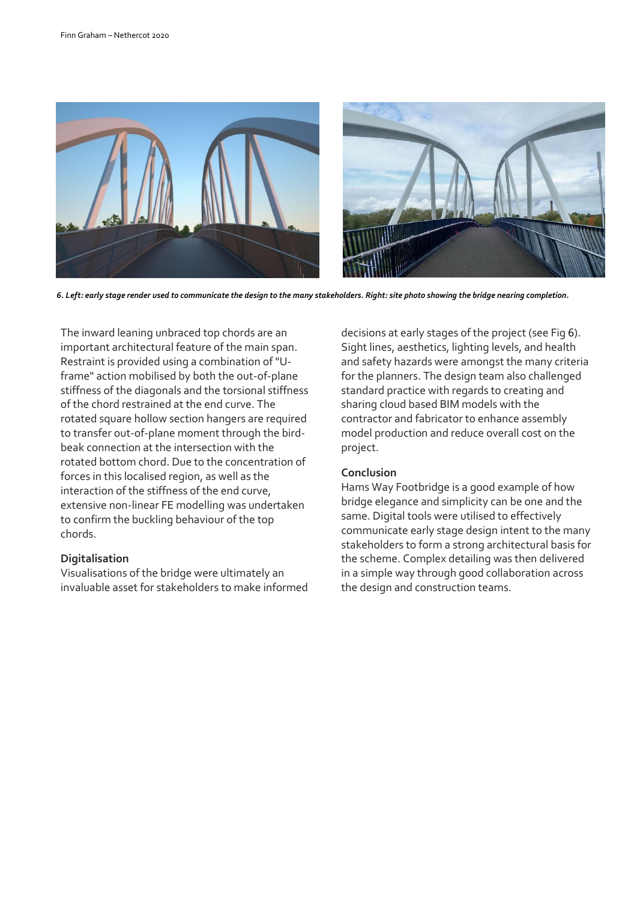*6. Left: early stage render used to communicate the design to the many stakeholders. Right: site photo showing the bridge nearing completion.*

The inward leaning unbraced top chords are an important architectural feature of the main span. Restraint is provided using a combination of "U-frame" action mobilised by both the out-of-plane stiffness of the diagonals and the torsional stiffness of the chord restrained at the end curve. The rotated square hollow section hangers are required to transfer out-of-plane moment through the bird-beak connection at the intersection with the rotated bottom chord. Due to the concentration of forces in this localised region, as well as the interaction of the stiffness of the end curve, extensive non-linear FE modelling was undertaken to confirm the buckling behaviour of the top chords.

### Digitalisation

Visualisations of the bridge were ultimately an invaluable asset for stakeholders to make informed decisions at early stages of the project (see Fig 6). Sight lines, aesthetics, lighting levels, and health and safety hazards were amongst the many criteria for the planners. The design team also challenged standard practice with regards to creating and sharing cloud based BIM models with the contractor and fabricator to enhance assembly model production and reduce overall cost on the project.

### Conclusion

Hams Way Footbridge is a good example of how bridge elegance and simplicity can be one and the same. Digital tools were utilised to effectively communicate early stage design intent to the many stakeholders to form a strong architectural basis for the scheme. Complex detailing was then delivered in a simple way through good collaboration across the design and construction teams.